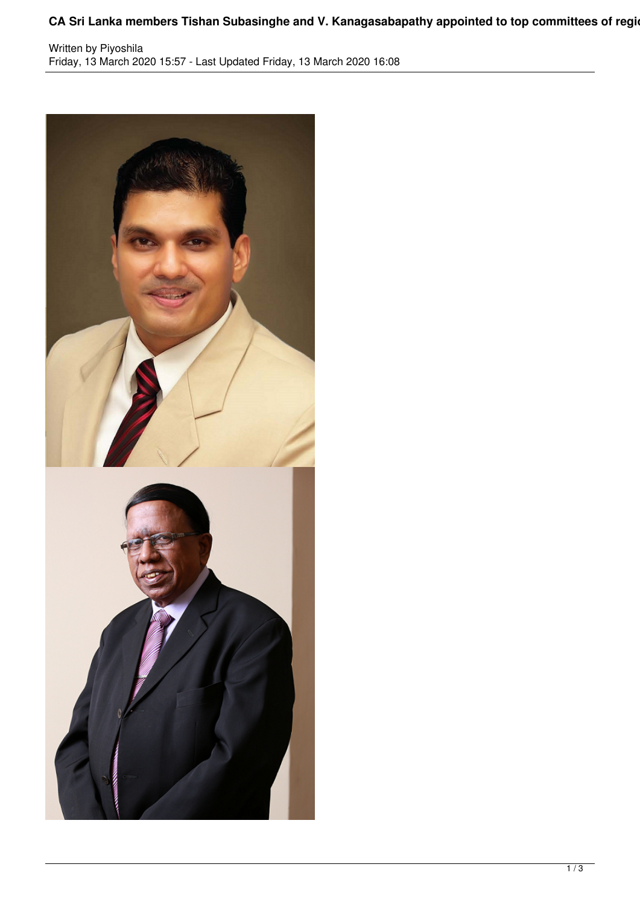# CA Sri Lanka members Tishan Subasinghe and V. Kanagasabapathy appointed to top committees of regio

Written by Piyoshila
Friday, 13 March 2020 15:57 - Last Updated Friday, 13 March 2020 16:08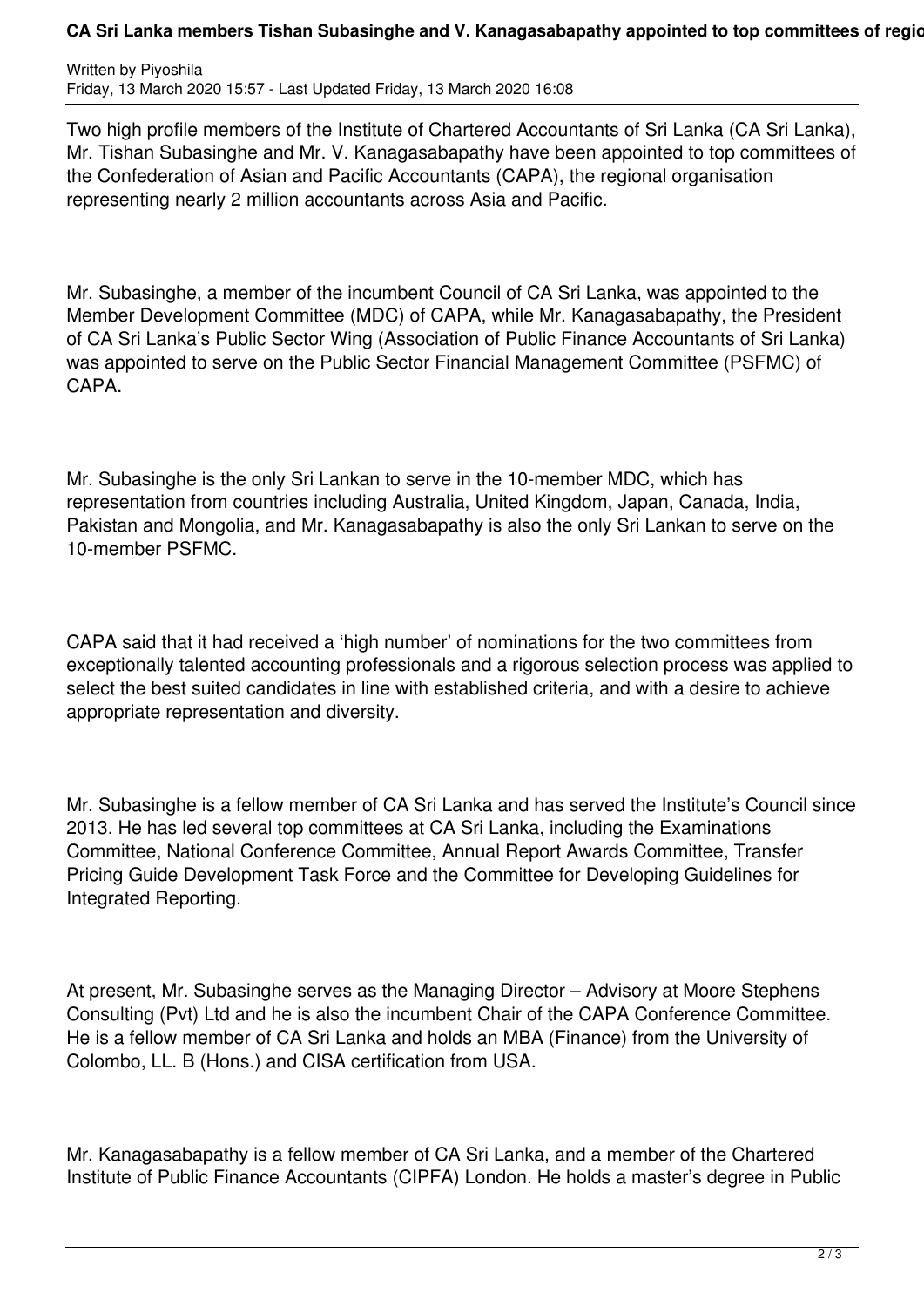Two high profile members of the Institute of Chartered Accountants of Sri Lanka (CA Sri Lanka), Mr. Tishan Subasinghe and Mr. V. Kanagasabapathy have been appointed to top committees of the Confederation of Asian and Pacific Accountants (CAPA), the regional organisation representing nearly 2 million accountants across Asia and Pacific.

Mr. Subasinghe, a member of the incumbent Council of CA Sri Lanka, was appointed to the Member Development Committee (MDC) of CAPA, while Mr. Kanagasabapathy, the President of CA Sri Lanka's Public Sector Wing (Association of Public Finance Accountants of Sri Lanka) was appointed to serve on the Public Sector Financial Management Committee (PSFMC) of CAPA.

Mr. Subasinghe is the only Sri Lankan to serve in the 10-member MDC, which has representation from countries including Australia, United Kingdom, Japan, Canada, India, Pakistan and Mongolia, and Mr. Kanagasabapathy is also the only Sri Lankan to serve on the 10-member PSFMC.

CAPA said that it had received a 'high number' of nominations for the two committees from exceptionally talented accounting professionals and a rigorous selection process was applied to select the best suited candidates in line with established criteria, and with a desire to achieve appropriate representation and diversity.

Mr. Subasinghe is a fellow member of CA Sri Lanka and has served the Institute's Council since 2013. He has led several top committees at CA Sri Lanka, including the Examinations Committee, National Conference Committee, Annual Report Awards Committee, Transfer Pricing Guide Development Task Force and the Committee for Developing Guidelines for Integrated Reporting.

At present, Mr. Subasinghe serves as the Managing Director – Advisory at Moore Stephens Consulting (Pvt) Ltd and he is also the incumbent Chair of the CAPA Conference Committee. He is a fellow member of CA Sri Lanka and holds an MBA (Finance) from the University of Colombo, LL. B (Hons.) and CISA certification from USA.

Mr. Kanagasabapathy is a fellow member of CA Sri Lanka, and a member of the Chartered Institute of Public Finance Accountants (CIPFA) London. He holds a master's degree in Public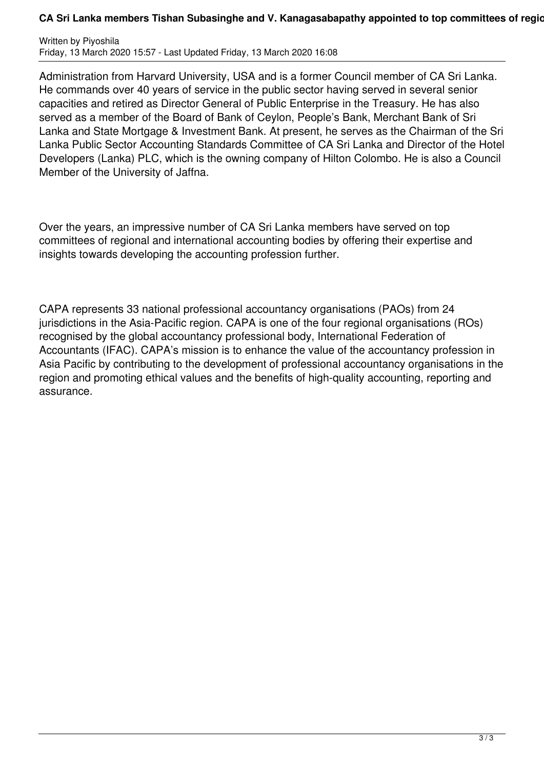Administration from Harvard University, USA and is a former Council member of CA Sri Lanka. He commands over 40 years of service in the public sector having served in several senior capacities and retired as Director General of Public Enterprise in the Treasury. He has also served as a member of the Board of Bank of Ceylon, People's Bank, Merchant Bank of Sri Lanka and State Mortgage & Investment Bank. At present, he serves as the Chairman of the Sri Lanka Public Sector Accounting Standards Committee of CA Sri Lanka and Director of the Hotel Developers (Lanka) PLC, which is the owning company of Hilton Colombo. He is also a Council Member of the University of Jaffna.

Over the years, an impressive number of CA Sri Lanka members have served on top committees of regional and international accounting bodies by offering their expertise and insights towards developing the accounting profession further.

CAPA represents 33 national professional accountancy organisations (PAOs) from 24 jurisdictions in the Asia-Pacific region. CAPA is one of the four regional organisations (ROs) recognised by the global accountancy professional body, International Federation of Accountants (IFAC). CAPA's mission is to enhance the value of the accountancy profession in Asia Pacific by contributing to the development of professional accountancy organisations in the region and promoting ethical values and the benefits of high-quality accounting, reporting and assurance.